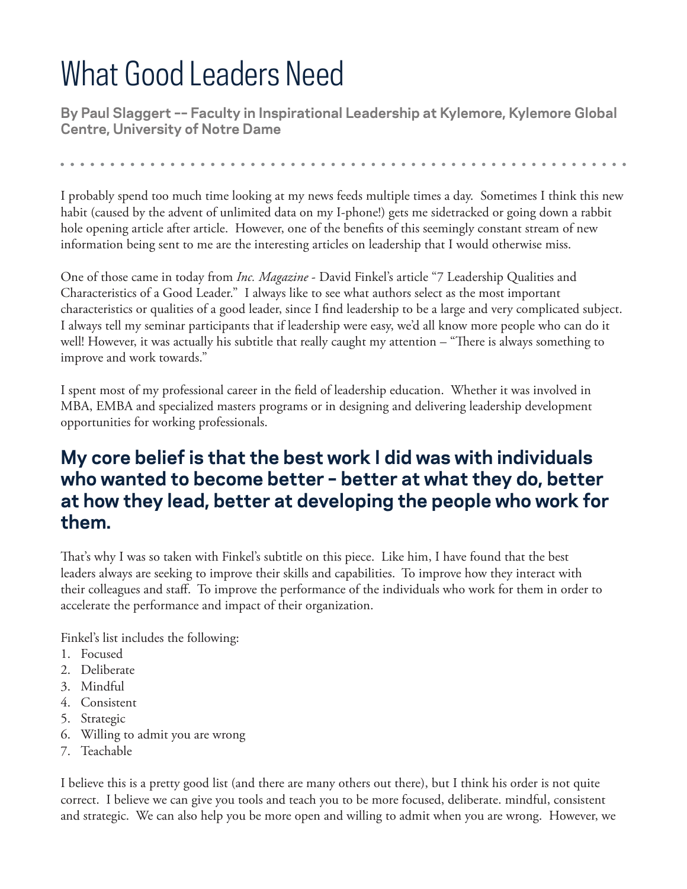# What Good Leaders Need

**By Paul Slaggert -- Faculty in Inspirational Leadership at Kylemore, Kylemore Global Centre, University of Notre Dame**

I probably spend too much time looking at my news feeds multiple times a day. Sometimes I think this new habit (caused by the advent of unlimited data on my I-phone!) gets me sidetracked or going down a rabbit hole opening article after article. However, one of the benefits of this seemingly constant stream of new information being sent to me are the interesting articles on leadership that I would otherwise miss.

One of those came in today from *Inc. Magazine* - David Finkel's article "7 Leadership Qualities and Characteristics of a Good Leader." I always like to see what authors select as the most important characteristics or qualities of a good leader, since I find leadership to be a large and very complicated subject. I always tell my seminar participants that if leadership were easy, we'd all know more people who can do it well! However, it was actually his subtitle that really caught my attention – "There is always something to improve and work towards."

I spent most of my professional career in the field of leadership education. Whether it was involved in MBA, EMBA and specialized masters programs or in designing and delivering leadership development opportunities for working professionals.

## My core belief is that the best work I did was with individuals who wanted to become better - better at what they do, better at how they lead, better at developing the people who work for them.

That's why I was so taken with Finkel's subtitle on this piece. Like him, I have found that the best leaders always are seeking to improve their skills and capabilities. To improve how they interact with their colleagues and staff. To improve the performance of the individuals who work for them in order to accelerate the performance and impact of their organization.

Finkel's list includes the following:

1. Focused
2. Deliberate
3. Mindful
4. Consistent
5. Strategic
6. Willing to admit you are wrong
7. Teachable

I believe this is a pretty good list (and there are many others out there), but I think his order is not quite correct. I believe we can give you tools and teach you to be more focused, deliberate. mindful, consistent and strategic. We can also help you be more open and willing to admit when you are wrong. However, we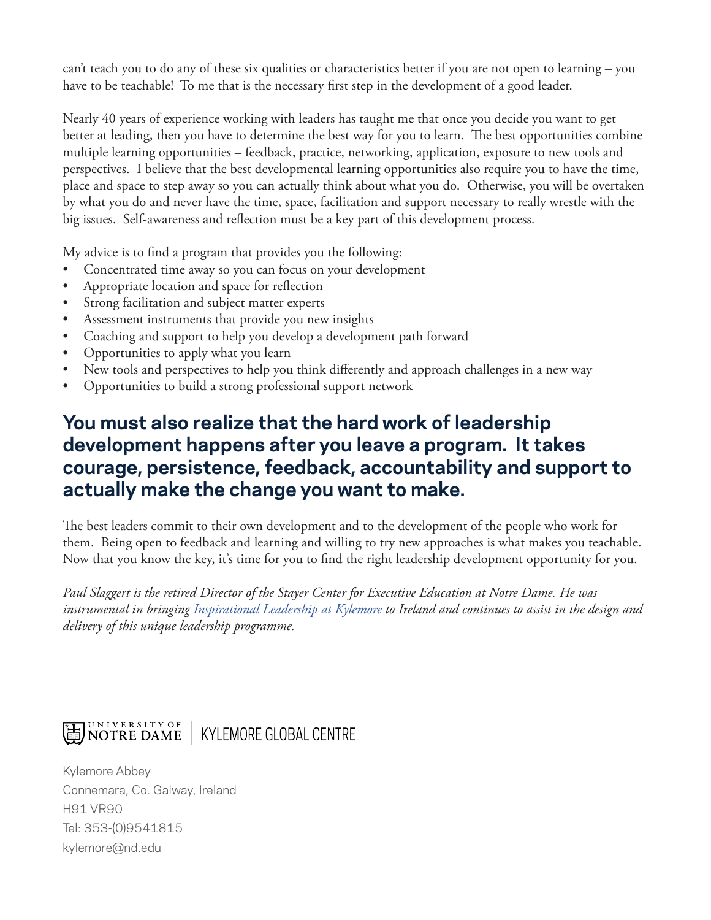can't teach you to do any of these six qualities or characteristics better if you are not open to learning – you have to be teachable! To me that is the necessary first step in the development of a good leader.

Nearly 40 years of experience working with leaders has taught me that once you decide you want to get better at leading, then you have to determine the best way for you to learn. The best opportunities combine multiple learning opportunities – feedback, practice, networking, application, exposure to new tools and perspectives. I believe that the best developmental learning opportunities also require you to have the time, place and space to step away so you can actually think about what you do. Otherwise, you will be overtaken by what you do and never have the time, space, facilitation and support necessary to really wrestle with the big issues. Self-awareness and reflection must be a key part of this development process.

My advice is to find a program that provides you the following:

- Concentrated time away so you can focus on your development
- Appropriate location and space for reflection
- Strong facilitation and subject matter experts
- Assessment instruments that provide you new insights
- Coaching and support to help you develop a development path forward
- Opportunities to apply what you learn
- New tools and perspectives to help you think differently and approach challenges in a new way
- Opportunities to build a strong professional support network

## You must also realize that the hard work of leadership development happens after you leave a program. It takes courage, persistence, feedback, accountability and support to actually make the change you want to make.

The best leaders commit to their own development and to the development of the people who work for them. Being open to feedback and learning and willing to try new approaches is what makes you teachable. Now that you know the key, it's time for you to find the right leadership development opportunity for you.

*Paul Slaggert is the retired Director of the Stayer Center for Executive Education at Notre Dame. He was instrumental in bringing [Inspirational Leadership at Kylemore]() to Ireland and continues to assist in the design and delivery of this unique leadership programme.*

UNIVERSITY OF NOTRE DAME | KYLEMORE GLOBAL CENTRE

Kylemore Abbey
Connemara, Co. Galway, Ireland
H91 VR90
Tel: 353-(0)9541815
kylemore@nd.edu